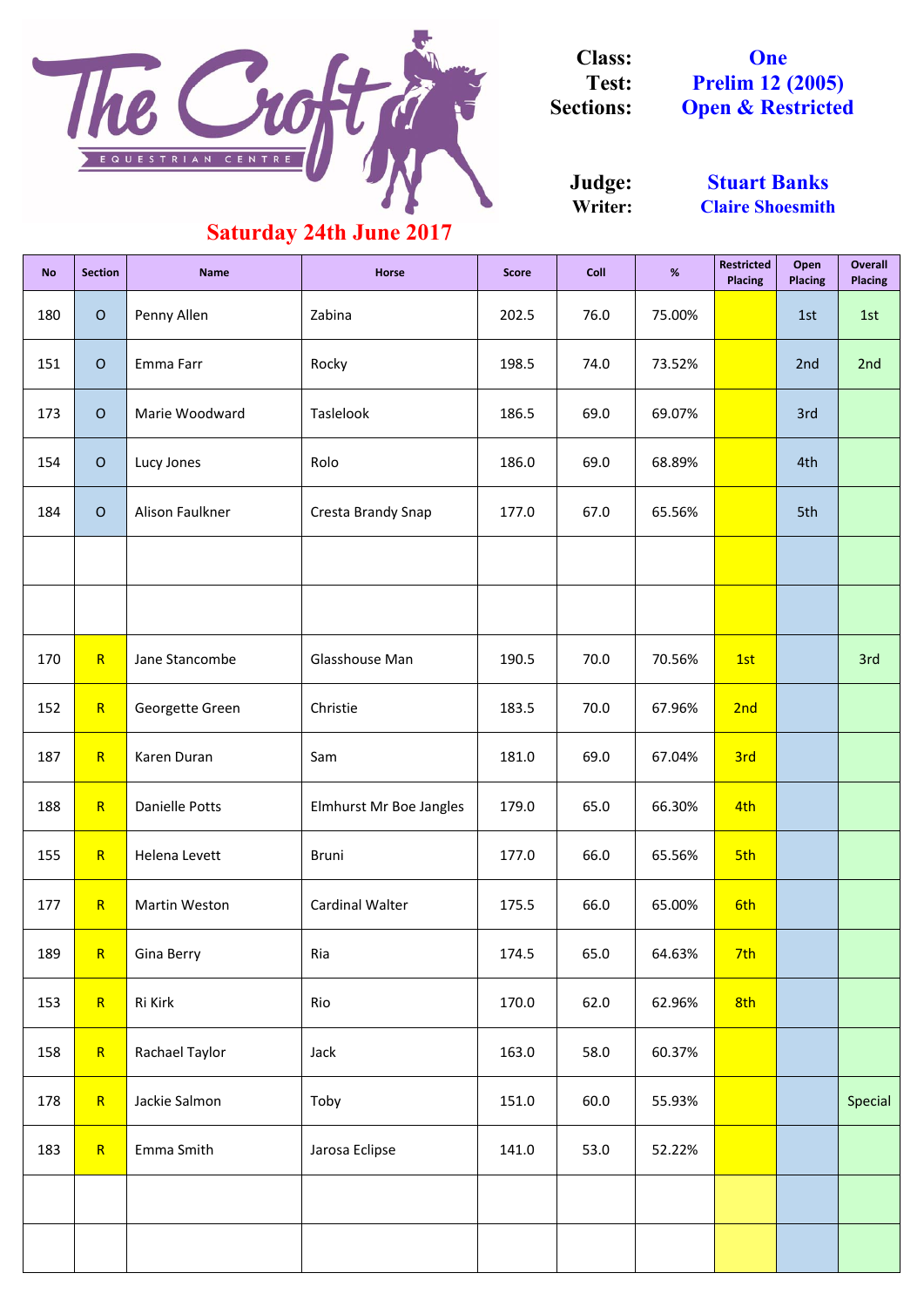# The Croft Equestrian Centre

**Saturday 24th June 2017**

**Class:** One
**Test:** Prelim 12 (2005)
**Sections:** Open & Restricted

**Judge:** Stuart Banks
**Writer:** Claire Shoesmith

| No | Section | Name | Horse | Score | Coll | % | Restricted Placing | Open Placing | Overall Placing |
|---|---|---|---|---|---|---|---|---|---|
| 180 | O | Penny Allen | Zabina | 202.5 | 76.0 | 75.00% | | 1st | 1st |
| 151 | O | Emma Farr | Rocky | 198.5 | 74.0 | 73.52% | | 2nd | 2nd |
| 173 | O | Marie Woodward | Taslelook | 186.5 | 69.0 | 69.07% | | 3rd | |
| 154 | O | Lucy Jones | Rolo | 186.0 | 69.0 | 68.89% | | 4th | |
| 184 | O | Alison Faulkner | Cresta Brandy Snap | 177.0 | 67.0 | 65.56% | | 5th | |
| | | | | | | | | | |
| | | | | | | | | | |
| 170 | R | Jane Stancombe | Glasshouse Man | 190.5 | 70.0 | 70.56% | 1st | | 3rd |
| 152 | R | Georgette Green | Christie | 183.5 | 70.0 | 67.96% | 2nd | | |
| 187 | R | Karen Duran | Sam | 181.0 | 69.0 | 67.04% | 3rd | | |
| 188 | R | Danielle Potts | Elmhurst Mr Boe Jangles | 179.0 | 65.0 | 66.30% | 4th | | |
| 155 | R | Helena Levett | Bruni | 177.0 | 66.0 | 65.56% | 5th | | |
| 177 | R | Martin Weston | Cardinal Walter | 175.5 | 66.0 | 65.00% | 6th | | |
| 189 | R | Gina Berry | Ria | 174.5 | 65.0 | 64.63% | 7th | | |
| 153 | R | Ri Kirk | Rio | 170.0 | 62.0 | 62.96% | 8th | | |
| 158 | R | Rachael Taylor | Jack | 163.0 | 58.0 | 60.37% | | | |
| 178 | R | Jackie Salmon | Toby | 151.0 | 60.0 | 55.93% | | | Special |
| 183 | R | Emma Smith | Jarosa Eclipse | 141.0 | 53.0 | 52.22% | | | |
| | | | | | | | | | |
| | | | | | | | | | |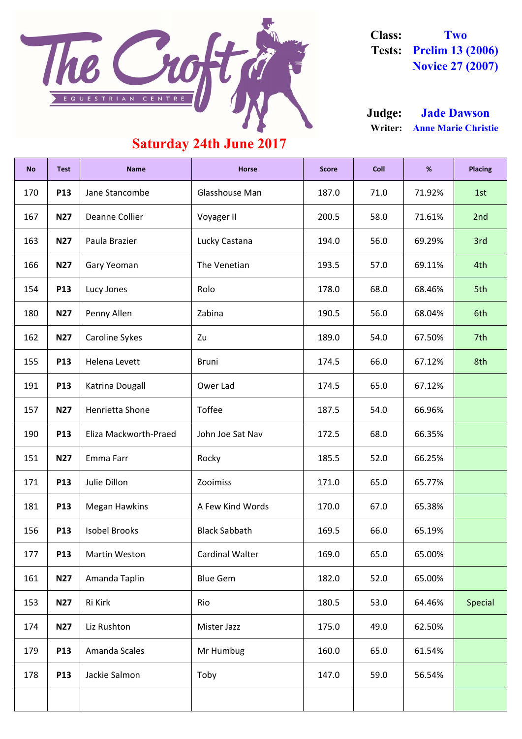The Croft Equestrian Centre

**Class:** Two
**Tests:** Prelim 13 (2006)
Novice 27 (2007)

**Judge:** Jade Dawson
**Writer:** Anne Marie Christie

## Saturday 24th June 2017

| No | Test | Name | Horse | Score | Coll | % | Placing |
|---|---|---|---|---|---|---|---|
| 170 | **P13** | Jane Stancombe | Glasshouse Man | 187.0 | 71.0 | 71.92% | 1st |
| 167 | **N27** | Deanne Collier | Voyager II | 200.5 | 58.0 | 71.61% | 2nd |
| 163 | **N27** | Paula Brazier | Lucky Castana | 194.0 | 56.0 | 69.29% | 3rd |
| 166 | **N27** | Gary Yeoman | The Venetian | 193.5 | 57.0 | 69.11% | 4th |
| 154 | **P13** | Lucy Jones | Rolo | 178.0 | 68.0 | 68.46% | 5th |
| 180 | **N27** | Penny Allen | Zabina | 190.5 | 56.0 | 68.04% | 6th |
| 162 | **N27** | Caroline Sykes | Zu | 189.0 | 54.0 | 67.50% | 7th |
| 155 | **P13** | Helena Levett | Bruni | 174.5 | 66.0 | 67.12% | 8th |
| 191 | **P13** | Katrina Dougall | Ower Lad | 174.5 | 65.0 | 67.12% | |
| 157 | **N27** | Henrietta Shone | Toffee | 187.5 | 54.0 | 66.96% | |
| 190 | **P13** | Eliza Mackworth-Praed | John Joe Sat Nav | 172.5 | 68.0 | 66.35% | |
| 151 | **N27** | Emma Farr | Rocky | 185.5 | 52.0 | 66.25% | |
| 171 | **P13** | Julie Dillon | Zooimiss | 171.0 | 65.0 | 65.77% | |
| 181 | **P13** | Megan Hawkins | A Few Kind Words | 170.0 | 67.0 | 65.38% | |
| 156 | **P13** | Isobel Brooks | Black Sabbath | 169.5 | 66.0 | 65.19% | |
| 177 | **P13** | Martin Weston | Cardinal Walter | 169.0 | 65.0 | 65.00% | |
| 161 | **N27** | Amanda Taplin | Blue Gem | 182.0 | 52.0 | 65.00% | |
| 153 | **N27** | Ri Kirk | Rio | 180.5 | 53.0 | 64.46% | Special |
| 174 | **N27** | Liz Rushton | Mister Jazz | 175.0 | 49.0 | 62.50% | |
| 179 | **P13** | Amanda Scales | Mr Humbug | 160.0 | 65.0 | 61.54% | |
| 178 | **P13** | Jackie Salmon | Toby | 147.0 | 59.0 | 56.54% | |
| | | | | | | | |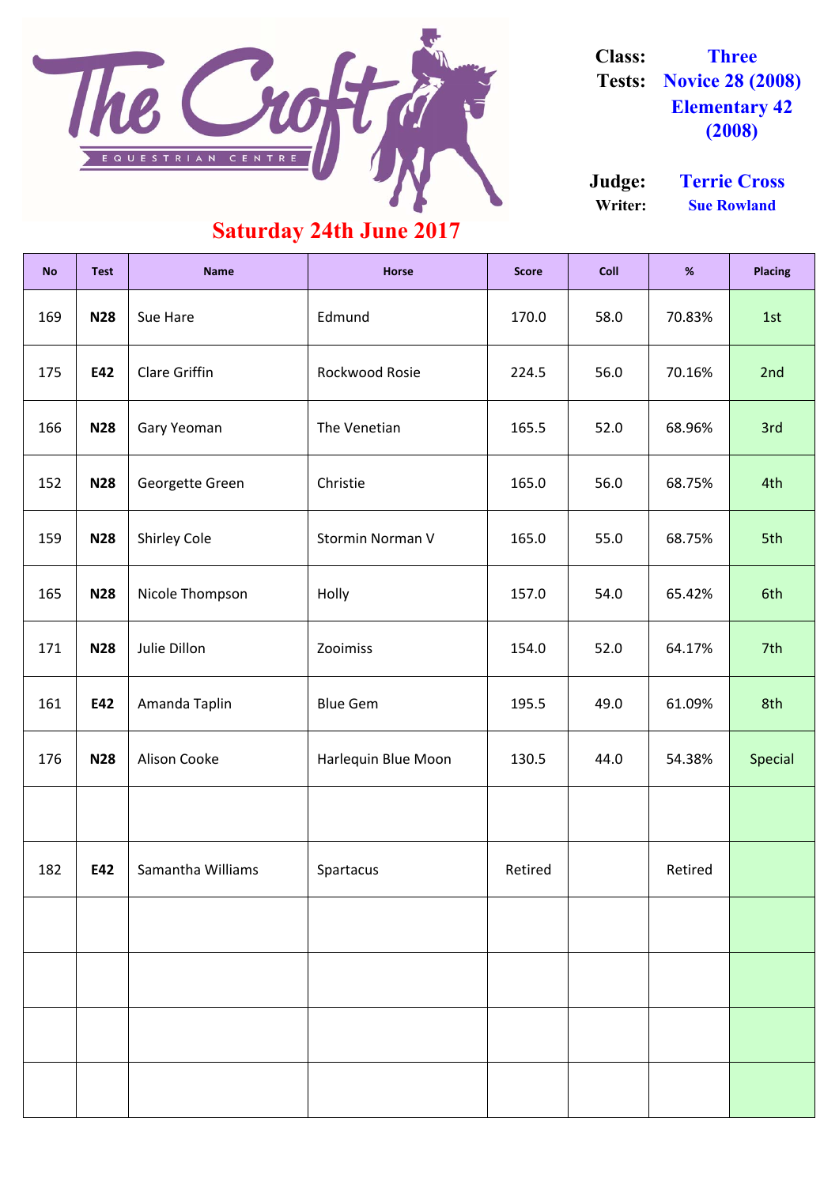The Croft Equestrian Centre

**Class:** Three
**Tests:** Novice 28 (2008) Elementary 42 (2008)

**Judge:** Terrie Cross
**Writer:** Sue Rowland

## Saturday 24th June 2017

| No | Test | Name | Horse | Score | Coll | % | Placing |
|---|---|---|---|---|---|---|---|
| 169 | **N28** | Sue Hare | Edmund | 170.0 | 58.0 | 70.83% | 1st |
| 175 | **E42** | Clare Griffin | Rockwood Rosie | 224.5 | 56.0 | 70.16% | 2nd |
| 166 | **N28** | Gary Yeoman | The Venetian | 165.5 | 52.0 | 68.96% | 3rd |
| 152 | **N28** | Georgette Green | Christie | 165.0 | 56.0 | 68.75% | 4th |
| 159 | **N28** | Shirley Cole | Stormin Norman V | 165.0 | 55.0 | 68.75% | 5th |
| 165 | **N28** | Nicole Thompson | Holly | 157.0 | 54.0 | 65.42% | 6th |
| 171 | **N28** | Julie Dillon | Zooimiss | 154.0 | 52.0 | 64.17% | 7th |
| 161 | **E42** | Amanda Taplin | Blue Gem | 195.5 | 49.0 | 61.09% | 8th |
| 176 | **N28** | Alison Cooke | Harlequin Blue Moon | 130.5 | 44.0 | 54.38% | Special |
| | | | | | | | |
| 182 | **E42** | Samantha Williams | Spartacus | Retired | | Retired | |
| | | | | | | | |
| | | | | | | | |
| | | | | | | | |
| | | | | | | | |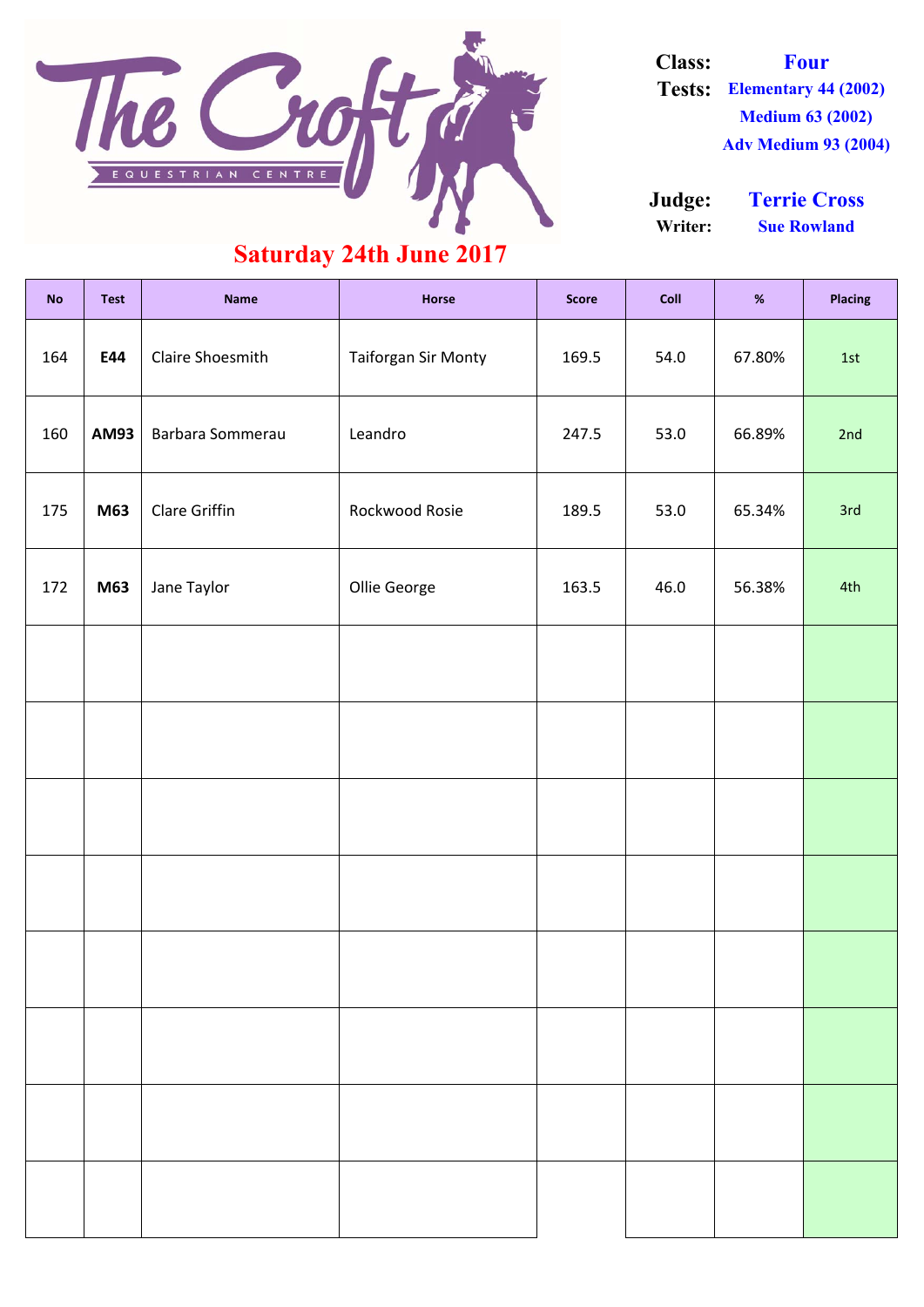**Class:** Four

**Tests:** Elementary 44 (2002)
Medium 63 (2002)
Adv Medium 93 (2004)

**Judge:** Terrie Cross

**Writer:** Sue Rowland

## Saturday 24th June 2017

| No | Test | Name | Horse | Score | Coll | % | Placing |
|---|---|---|---|---|---|---|---|
| 164 | **E44** | Claire Shoesmith | Taiforgan Sir Monty | 169.5 | 54.0 | 67.80% | 1st |
| 160 | **AM93** | Barbara Sommerau | Leandro | 247.5 | 53.0 | 66.89% | 2nd |
| 175 | **M63** | Clare Griffin | Rockwood Rosie | 189.5 | 53.0 | 65.34% | 3rd |
| 172 | **M63** | Jane Taylor | Ollie George | 163.5 | 46.0 | 56.38% | 4th |